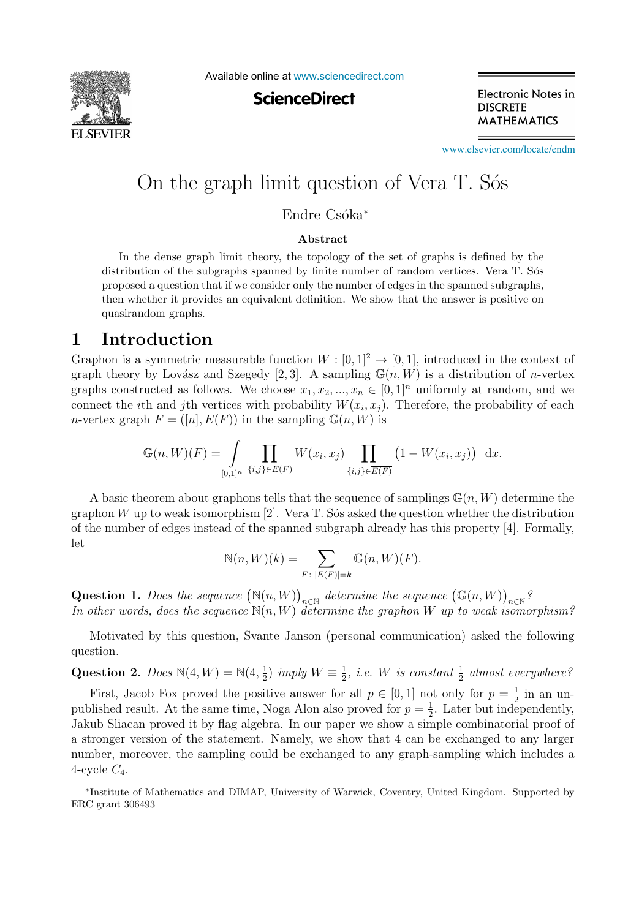# On the graph limit question of Vera T. Sós

Endre Csóka*

### Abstract

In the dense graph limit theory, the topology of the set of graphs is defined by the distribution of the subgraphs spanned by finite number of random vertices. Vera T. Sós proposed a question that if we consider only the number of edges in the spanned subgraphs, then whether it provides an equivalent definition. We show that the answer is positive on quasirandom graphs.

## 1 Introduction

Graphon is a symmetric measurable function $W : [0,1]^2 \to [0,1]$, introduced in the context of graph theory by Lovász and Szegedy [2, 3]. A sampling $\mathbb{G}(n, W)$ is a distribution of $n$-vertex graphs constructed as follows. We choose $x_1, x_2, ..., x_n \in [0,1]^n$ uniformly at random, and we connect the $i$th and $j$th vertices with probability $W(x_i, x_j)$. Therefore, the probability of each $n$-vertex graph $F = ([n], E(F))$ in the sampling $\mathbb{G}(n, W)$ is

$$\mathbb{G}(n,W)(F) = \int\limits_{[0,1]^n} \prod_{\{i,j\} \in E(F)} W(x_i, x_j) \prod_{\{i,j\} \in \overline{E(F)}} \big(1 - W(x_i, x_j)\big) \ \mathrm{d}x.$$

A basic theorem about graphons tells that the sequence of samplings $\mathbb{G}(n, W)$ determine the graphon $W$ up to weak isomorphism [2]. Vera T. Sós asked the question whether the distribution of the number of edges instead of the spanned subgraph already has this property [4]. Formally, let

$$\mathbb{N}(n,W)(k) = \sum_{F:\ |E(F)|=k} \mathbb{G}(n,W)(F).$$

**Question 1.** *Does the sequence* $\big(\mathbb{N}(n,W)\big)_{n\in\mathbb{N}}$ *determine the sequence* $\big(\mathbb{G}(n,W)\big)_{n\in\mathbb{N}}$*? In other words, does the sequence* $\mathbb{N}(n,W)$ *determine the graphon* $W$ *up to weak isomorphism?*

Motivated by this question, Svante Janson (personal communication) asked the following question.

**Question 2.** *Does* $\mathbb{N}(4,W) = \mathbb{N}(4,\frac{1}{2})$ *imply* $W \equiv \frac{1}{2}$*, i.e.* $W$ *is constant* $\frac{1}{2}$ *almost everywhere?*

First, Jacob Fox proved the positive answer for all $p \in [0,1]$ not only for $p = \frac{1}{2}$ in an unpublished result. At the same time, Noga Alon also proved for $p = \frac{1}{2}$. Later but independently, Jakub Sliacan proved it by flag algebra. In our paper we show a simple combinatorial proof of a stronger version of the statement. Namely, we show that 4 can be exchanged to any larger number, moreover, the sampling could be exchanged to any graph-sampling which includes a 4-cycle $C_4$.

*Institute of Mathematics and DIMAP, University of Warwick, Coventry, United Kingdom. Supported by ERC grant 306493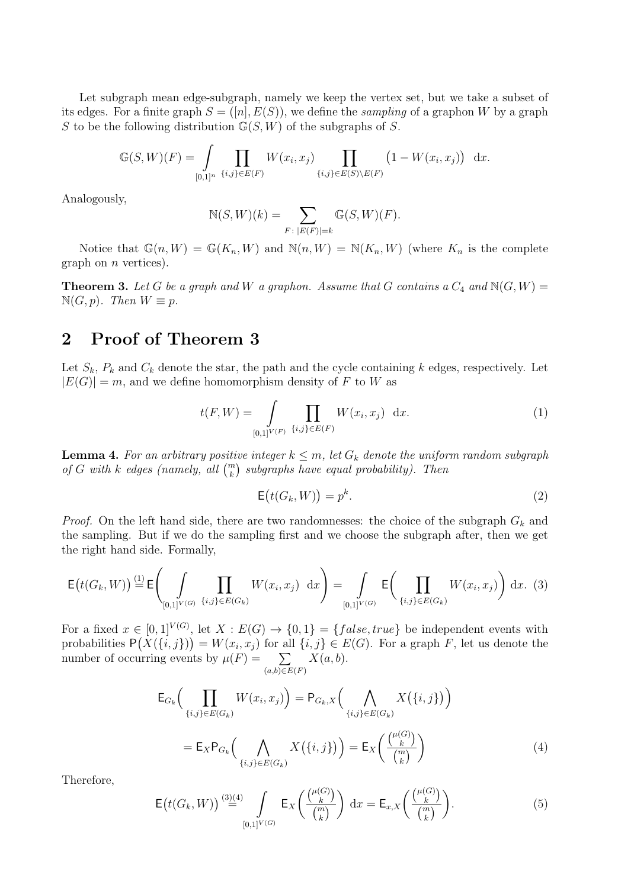Let subgraph mean edge-subgraph, namely we keep the vertex set, but we take a subset of its edges. For a finite graph $S = ([n], E(S))$, we define the *sampling* of a graphon $W$ by a graph $S$ to be the following distribution $\mathbb{G}(S, W)$ of the subgraphs of $S$.

$$\mathbb{G}(S,W)(F) = \int\limits_{[0,1]^n} \prod_{\{i,j\}\in E(F)} W(x_i,x_j) \prod_{\{i,j\}\in E(S)\setminus E(F)} \big(1 - W(x_i,x_j)\big) \ \mathrm{d}x.$$

Analogously,

$$\mathbb{N}(S,W)(k) = \sum_{F:\, |E(F)|=k} \mathbb{G}(S,W)(F).$$

Notice that $\mathbb{G}(n, W) = \mathbb{G}(K_n, W)$ and $\mathbb{N}(n, W) = \mathbb{N}(K_n, W)$ (where $K_n$ is the complete graph on $n$ vertices).

**Theorem 3.** *Let $G$ be a graph and $W$ a graphon. Assume that $G$ contains a $C_4$ and $\mathbb{N}(G, W) = \mathbb{N}(G, p)$. Then $W \equiv p$.*

## 2 Proof of Theorem 3

Let $S_k$, $P_k$ and $C_k$ denote the star, the path and the cycle containing $k$ edges, respectively. Let $|E(G)| = m$, and we define homomorphism density of $F$ to $W$ as

$$t(F,W) = \int\limits_{[0,1]^{V(F)}} \prod_{\{i,j\}\in E(F)} W(x_i,x_j) \ \ \mathrm{d}x. \tag{1}$$

**Lemma 4.** *For an arbitrary positive integer $k \leq m$, let $G_k$ denote the uniform random subgraph of $G$ with $k$ edges (namely, all $\binom{m}{k}$ subgraphs have equal probability). Then*

$$\mathsf{E}\big(t(G_k,W)\big) = p^k. \tag{2}$$

*Proof.* On the left hand side, there are two randomnesses: the choice of the subgraph $G_k$ and the sampling. But if we do the sampling first and we choose the subgraph after, then we get the right hand side. Formally,

$$\mathsf{E}\big(t(G_k,W)\big) \overset{(1)}{=} \mathsf{E}\Bigg( \int\limits_{[0,1]^{V(G)}} \prod_{\{i,j\}\in E(G_k)} W(x_i,x_j) \ \ \mathrm{d}x \Bigg) = \int\limits_{[0,1]^{V(G)}} \mathsf{E}\Bigg( \prod_{\{i,j\}\in E(G_k)} W(x_i,x_j) \Bigg) \ \mathrm{d}x. \tag{3}$$

For a fixed $x \in [0,1]^{V(G)}$, let $X : E(G) \to \{0,1\} = \{false, true\}$ be independent events with probabilities $\mathsf{P}\big(X(\{i,j\})\big) = W(x_i,x_j)$ for all $\{i,j\} \in E(G)$. For a graph $F$, let us denote the number of occurring events by $\mu(F) = \sum\limits_{(a,b)\in E(F)} X(a,b)$.

$$\begin{aligned}
\mathsf{E}_{G_k}\Big( \prod_{\{i,j\}\in E(G_k)} W(x_i,x_j) \Big) &= \mathsf{P}_{G_k,X}\Big( \bigwedge_{\{i,j\}\in E(G_k)} X\big(\{i,j\}\big) \Big) \\
&= \mathsf{E}_X \mathsf{P}_{G_k}\Big( \bigwedge_{\{i,j\}\in E(G_k)} X\big(\{i,j\}\big) \Big) = \mathsf{E}_X\left( \frac{\binom{\mu(G)}{k}}{\binom{m}{k}} \right)
\end{aligned} \tag{4}$$

Therefore,

$$\mathsf{E}\big(t(G_k,W)\big) \overset{(3)(4)}{=} \int\limits_{[0,1]^{V(G)}} \mathsf{E}_X\left( \frac{\binom{\mu(G)}{k}}{\binom{m}{k}} \right) \ \mathrm{d}x = \mathsf{E}_{x,X}\left( \frac{\binom{\mu(G)}{k}}{\binom{m}{k}} \right). \tag{5}$$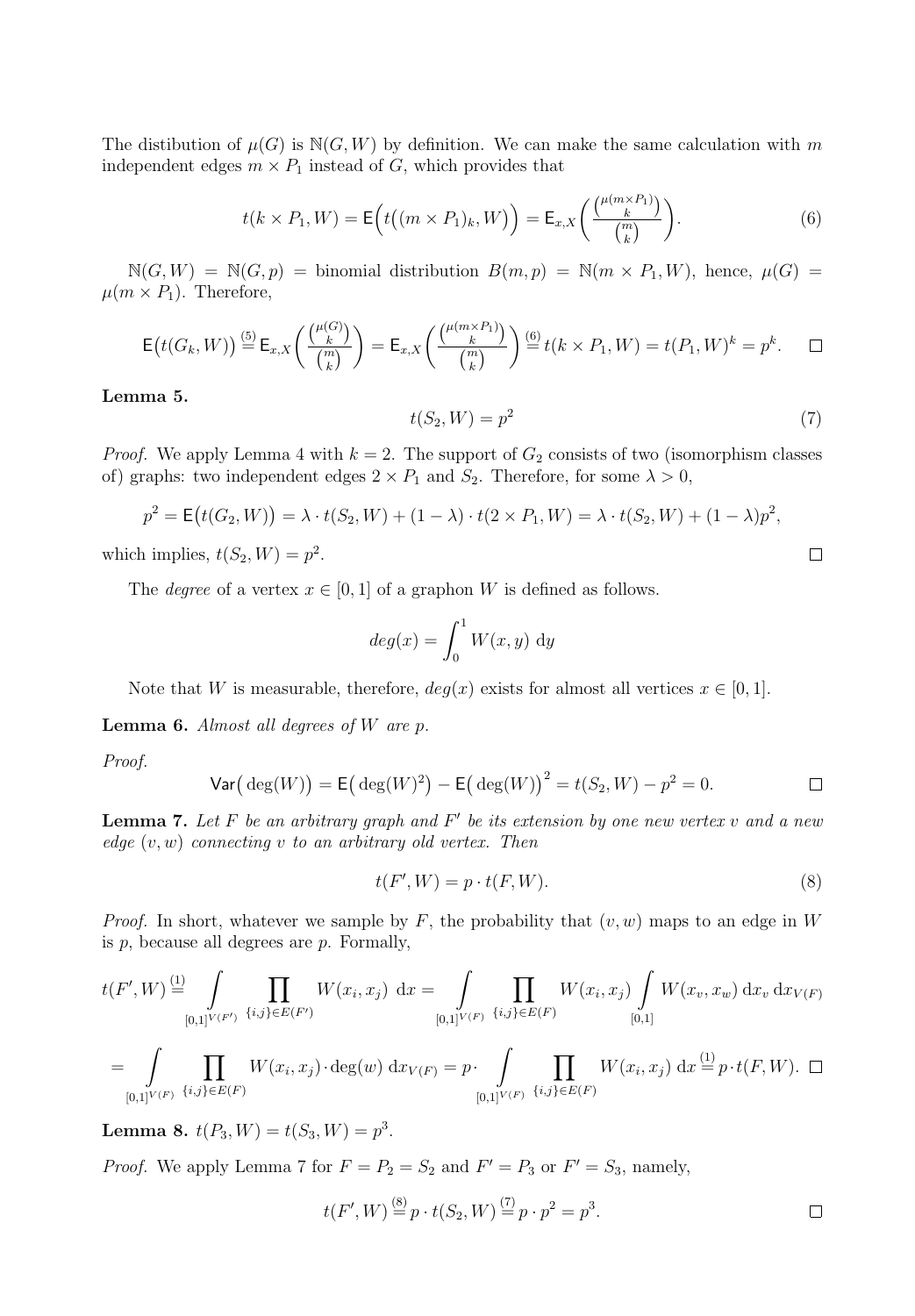The distibution of $\mu(G)$ is $\mathbb{N}(G,W)$ by definition. We can make the same calculation with $m$ independent edges $m \times P_1$ instead of $G$, which provides that

$$t(k \times P_1, W) = \mathsf{E}\Big(t\big((m \times P_1)_k, W\big)\Big) = \mathsf{E}_{x,X}\left(\frac{\binom{\mu(m\times P_1)}{k}}{\binom{m}{k}}\right). \tag{6}$$

$\mathbb{N}(G,W) = \mathbb{N}(G,p) =$ binomial distribution $B(m,p) = \mathbb{N}(m \times P_1, W)$, hence, $\mu(G) = \mu(m \times P_1)$. Therefore,

$$\mathsf{E}\big(t(G_k,W)\big) \overset{(5)}{=} \mathsf{E}_{x,X}\left(\frac{\binom{\mu(G)}{k}}{\binom{m}{k}}\right) = \mathsf{E}_{x,X}\left(\frac{\binom{\mu(m\times P_1)}{k}}{\binom{m}{k}}\right) \overset{(6)}{=} t(k \times P_1, W) = t(P_1,W)^k = p^k. \qquad \square$$

**Lemma 5.**

$$t(S_2, W) = p^2 \tag{7}$$

*Proof.* We apply Lemma 4 with $k = 2$. The support of $G_2$ consists of two (isomorphism classes of) graphs: two independent edges $2 \times P_1$ and $S_2$. Therefore, for some $\lambda > 0$,

$$p^2 = \mathsf{E}\big(t(G_2,W)\big) = \lambda \cdot t(S_2,W) + (1-\lambda)\cdot t(2\times P_1, W) = \lambda \cdot t(S_2,W) + (1-\lambda)p^2,$$

which implies, $t(S_2,W) = p^2$. $\square$

The *degree* of a vertex $x \in [0,1]$ of a graphon $W$ is defined as follows.

$$deg(x) = \int_0^1 W(x,y)\ \mathrm{d}y$$

Note that $W$ is measurable, therefore, $deg(x)$ exists for almost all vertices $x \in [0,1]$.

**Lemma 6.** *Almost all degrees of $W$ are $p$.*

*Proof.*

$$\mathsf{Var}\big(\deg(W)\big) = \mathsf{E}\big(\deg(W)^2\big) - \mathsf{E}\big(\deg(W)\big)^2 = t(S_2,W) - p^2 = 0. \qquad \square$$

**Lemma 7.** *Let $F$ be an arbitrary graph and $F'$ be its extension by one new vertex $v$ and a new edge $(v,w)$ connecting $v$ to an arbitrary old vertex. Then*

$$t(F',W) = p \cdot t(F,W). \tag{8}$$

*Proof.* In short, whatever we sample by $F$, the probability that $(v,w)$ maps to an edge in $W$ is $p$, because all degrees are $p$. Formally,

$$t(F',W) \overset{(1)}{=} \int\limits_{[0,1]^{V(F')}} \prod_{\{i,j\}\in E(F')} W(x_i,x_j)\ \mathrm{d}x = \int\limits_{[0,1]^{V(F)}} \prod_{\{i,j\}\in E(F)} W(x_i,x_j) \int\limits_{[0,1]} W(x_v,x_w)\,\mathrm{d}x_v\,\mathrm{d}x_{V(F)}$$

$$= \int\limits_{[0,1]^{V(F)}} \prod_{\{i,j\}\in E(F)} W(x_i,x_j)\cdot \deg(w)\ \mathrm{d}x_{V(F)} = p \cdot \int\limits_{[0,1]^{V(F)}} \prod_{\{i,j\}\in E(F)} W(x_i,x_j)\ \mathrm{d}x \overset{(1)}{=} p \cdot t(F,W). \qquad \square$$

**Lemma 8.** $t(P_3,W) = t(S_3,W) = p^3$.

*Proof.* We apply Lemma 7 for $F = P_2 = S_2$ and $F' = P_3$ or $F' = S_3$, namely,

$$t(F',W) \overset{(8)}{=} p \cdot t(S_2,W) \overset{(7)}{=} p \cdot p^2 = p^3. \qquad \square$$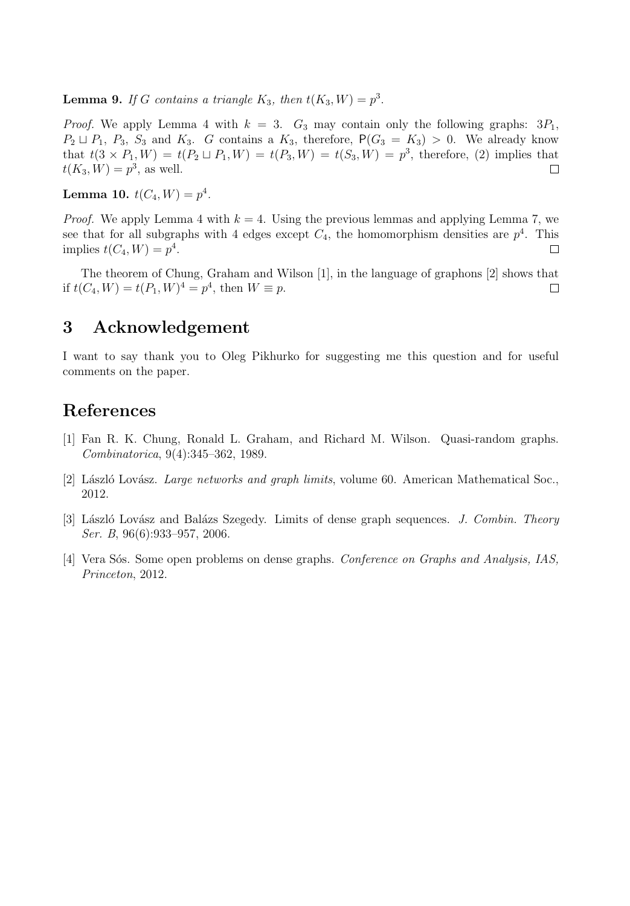**Lemma 9.** *If $G$ contains a triangle $K_3$, then $t(K_3, W) = p^3$.*

*Proof.* We apply Lemma 4 with $k = 3$. $G_3$ may contain only the following graphs: $3P_1$, $P_2 \sqcup P_1$, $P_3$, $S_3$ and $K_3$. $G$ contains a $K_3$, therefore, $\mathsf{P}(G_3 = K_3) > 0$. We already know that $t(3 \times P_1, W) = t(P_2 \sqcup P_1, W) = t(P_3, W) = t(S_3, W) = p^3$, therefore, (2) implies that $t(K_3, W) = p^3$, as well. □

**Lemma 10.** $t(C_4, W) = p^4$.

*Proof.* We apply Lemma 4 with $k = 4$. Using the previous lemmas and applying Lemma 7, we see that for all subgraphs with 4 edges except $C_4$, the homomorphism densities are $p^4$. This implies $t(C_4, W) = p^4$. □

The theorem of Chung, Graham and Wilson [1], in the language of graphons [2] shows that if $t(C_4, W) = t(P_1, W)^4 = p^4$, then $W \equiv p$. □

## 3 Acknowledgement

I want to say thank you to Oleg Pikhurko for suggesting me this question and for useful comments on the paper.

## References

[1] Fan R. K. Chung, Ronald L. Graham, and Richard M. Wilson. Quasi-random graphs. *Combinatorica*, 9(4):345–362, 1989.

[2] László Lovász. *Large networks and graph limits*, volume 60. American Mathematical Soc., 2012.

[3] László Lovász and Balázs Szegedy. Limits of dense graph sequences. *J. Combin. Theory Ser. B*, 96(6):933–957, 2006.

[4] Vera Sós. Some open problems on dense graphs. *Conference on Graphs and Analysis, IAS, Princeton*, 2012.